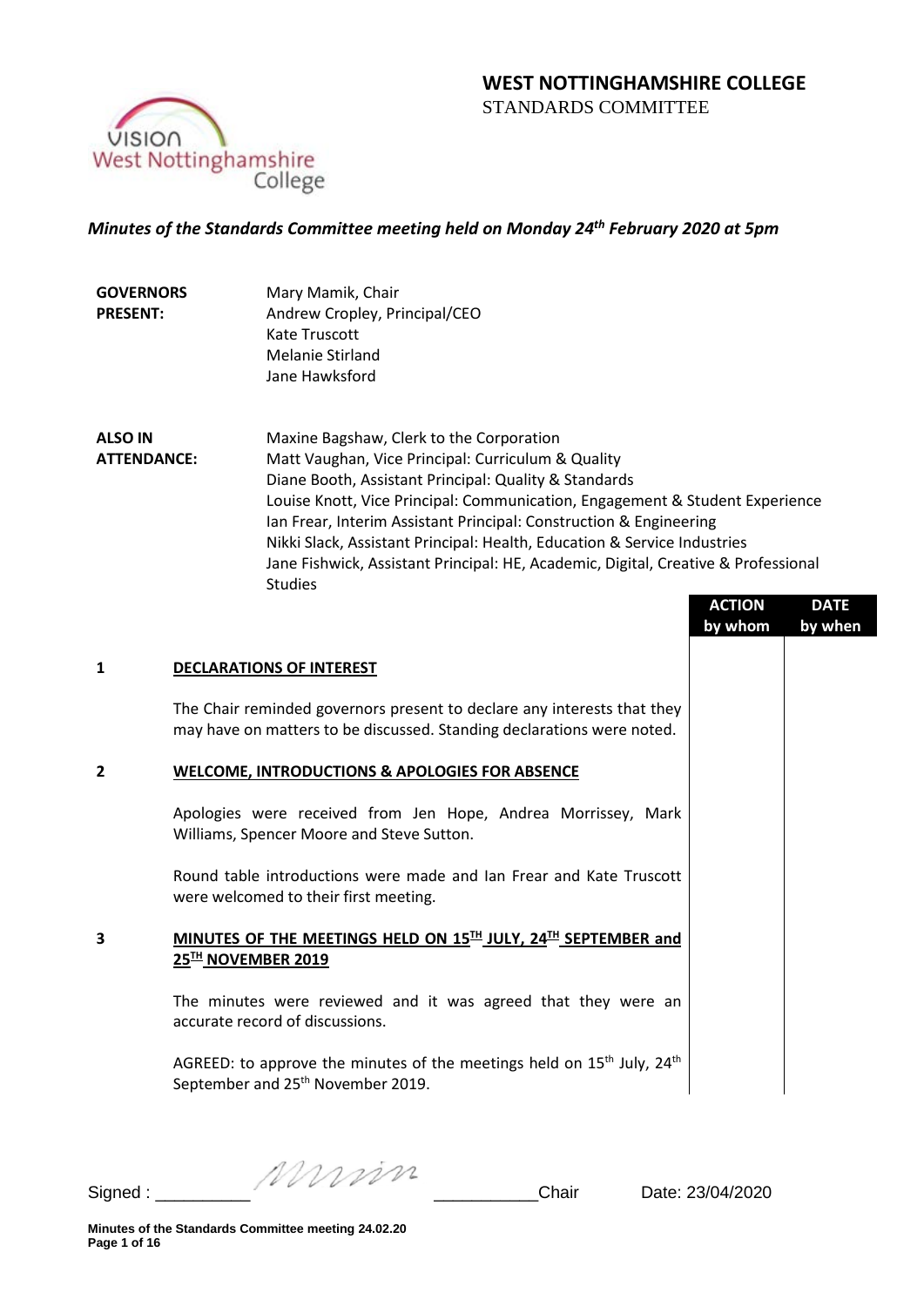# WEST NOTTINGHAMSHIRE COLLEGE

STANDARDS COMMITTEE

***Minutes of the Standards Committee meeting held on Monday 24th February 2020 at 5pm***

**GOVERNORS PRESENT:**
Mary Mamik, Chair
Andrew Cropley, Principal/CEO
Kate Truscott
Melanie Stirland
Jane Hawksford

**ALSO IN ATTENDANCE:**
Maxine Bagshaw, Clerk to the Corporation
Matt Vaughan, Vice Principal: Curriculum & Quality
Diane Booth, Assistant Principal: Quality & Standards
Louise Knott, Vice Principal: Communication, Engagement & Student Experience
Ian Frear, Interim Assistant Principal: Construction & Engineering
Nikki Slack, Assistant Principal: Health, Education & Service Industries
Jane Fishwick, Assistant Principal: HE, Academic, Digital, Creative & Professional Studies

| | | ACTION by whom | DATE by when |
|---|---|---|---|
| **1** | **DECLARATIONS OF INTEREST** | | |
| | The Chair reminded governors present to declare any interests that they may have on matters to be discussed. Standing declarations were noted. | | |
| **2** | **WELCOME, INTRODUCTIONS & APOLOGIES FOR ABSENCE** | | |
| | Apologies were received from Jen Hope, Andrea Morrissey, Mark Williams, Spencer Moore and Steve Sutton. | | |
| | Round table introductions were made and Ian Frear and Kate Truscott were welcomed to their first meeting. | | |
| **3** | **MINUTES OF THE MEETINGS HELD ON 15TH JULY, 24TH SEPTEMBER and 25TH NOVEMBER 2019** | | |
| | The minutes were reviewed and it was agreed that they were an accurate record of discussions. | | |
| | AGREED: to approve the minutes of the meetings held on 15th July, 24th September and 25th November 2019. | | |

Signed : __________ [signature] __________Chair Date: 23/04/2020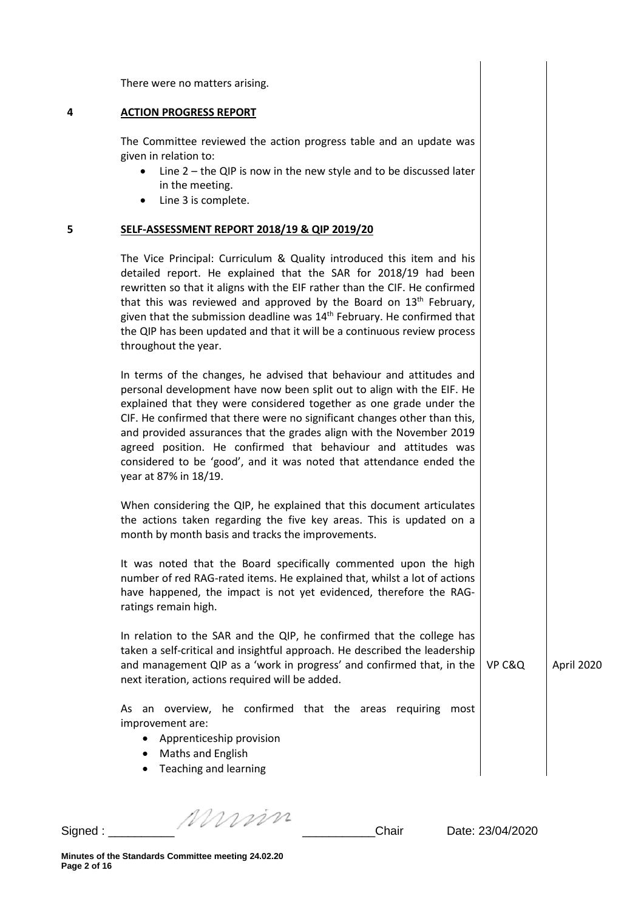There were no matters arising.

## 4 ACTION PROGRESS REPORT

The Committee reviewed the action progress table and an update was given in relation to:

- Line 2 – the QIP is now in the new style and to be discussed later in the meeting.
- Line 3 is complete.

## 5 SELF-ASSESSMENT REPORT 2018/19 & QIP 2019/20

The Vice Principal: Curriculum & Quality introduced this item and his detailed report. He explained that the SAR for 2018/19 had been rewritten so that it aligns with the EIF rather than the CIF. He confirmed that this was reviewed and approved by the Board on 13th February, given that the submission deadline was 14th February. He confirmed that the QIP has been updated and that it will be a continuous review process throughout the year.

In terms of the changes, he advised that behaviour and attitudes and personal development have now been split out to align with the EIF. He explained that they were considered together as one grade under the CIF. He confirmed that there were no significant changes other than this, and provided assurances that the grades align with the November 2019 agreed position. He confirmed that behaviour and attitudes was considered to be 'good', and it was noted that attendance ended the year at 87% in 18/19.

When considering the QIP, he explained that this document articulates the actions taken regarding the five key areas. This is updated on a month by month basis and tracks the improvements.

It was noted that the Board specifically commented upon the high number of red RAG-rated items. He explained that, whilst a lot of actions have happened, the impact is not yet evidenced, therefore the RAG-ratings remain high.

In relation to the SAR and the QIP, he confirmed that the college has taken a self-critical and insightful approach. He described the leadership and management QIP as a 'work in progress' and confirmed that, in the next iteration, actions required will be added. — **VP C&Q** — **April 2020**

As an overview, he confirmed that the areas requiring most improvement are:

- Apprenticeship provision
- Maths and English
- Teaching and learning

Signed : __________ Chair    Date: 23/04/2020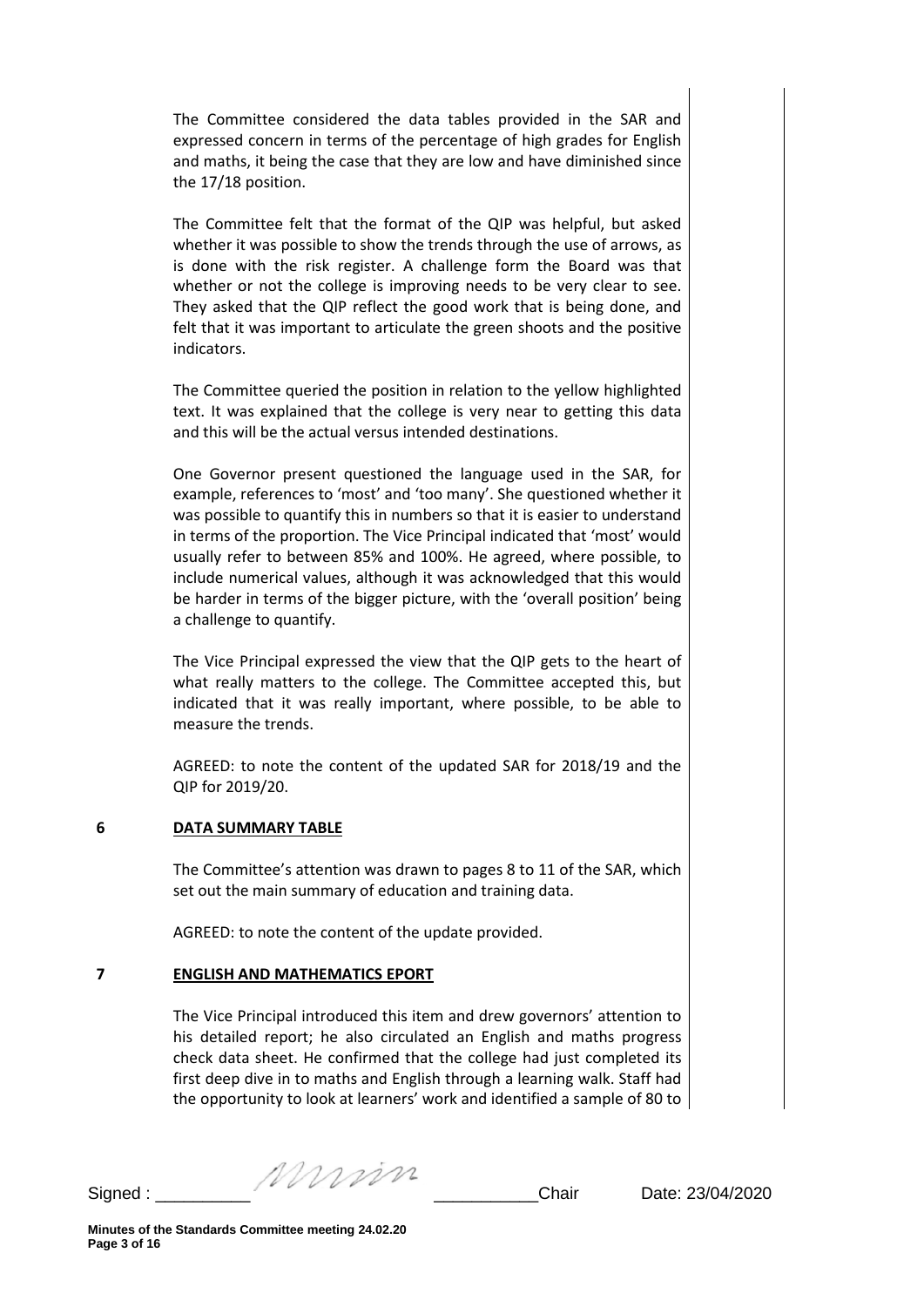The Committee considered the data tables provided in the SAR and expressed concern in terms of the percentage of high grades for English and maths, it being the case that they are low and have diminished since the 17/18 position.

The Committee felt that the format of the QIP was helpful, but asked whether it was possible to show the trends through the use of arrows, as is done with the risk register. A challenge form the Board was that whether or not the college is improving needs to be very clear to see. They asked that the QIP reflect the good work that is being done, and felt that it was important to articulate the green shoots and the positive indicators.

The Committee queried the position in relation to the yellow highlighted text. It was explained that the college is very near to getting this data and this will be the actual versus intended destinations.

One Governor present questioned the language used in the SAR, for example, references to 'most' and 'too many'. She questioned whether it was possible to quantify this in numbers so that it is easier to understand in terms of the proportion. The Vice Principal indicated that 'most' would usually refer to between 85% and 100%. He agreed, where possible, to include numerical values, although it was acknowledged that this would be harder in terms of the bigger picture, with the 'overall position' being a challenge to quantify.

The Vice Principal expressed the view that the QIP gets to the heart of what really matters to the college. The Committee accepted this, but indicated that it was really important, where possible, to be able to measure the trends.

AGREED: to note the content of the updated SAR for 2018/19 and the QIP for 2019/20.

## 6 DATA SUMMARY TABLE

The Committee's attention was drawn to pages 8 to 11 of the SAR, which set out the main summary of education and training data.

AGREED: to note the content of the update provided.

## 7 ENGLISH AND MATHEMATICS EPORT

The Vice Principal introduced this item and drew governors' attention to his detailed report; he also circulated an English and maths progress check data sheet. He confirmed that the college had just completed its first deep dive in to maths and English through a learning walk. Staff had the opportunity to look at learners' work and identified a sample of 80 to

Signed : \_\_\_\_\_\_\_\_\_\_ \_\_\_\_\_\_\_\_\_\_\_Chair Date: 23/04/2020

**Minutes of the Standards Committee meeting 24.02.20**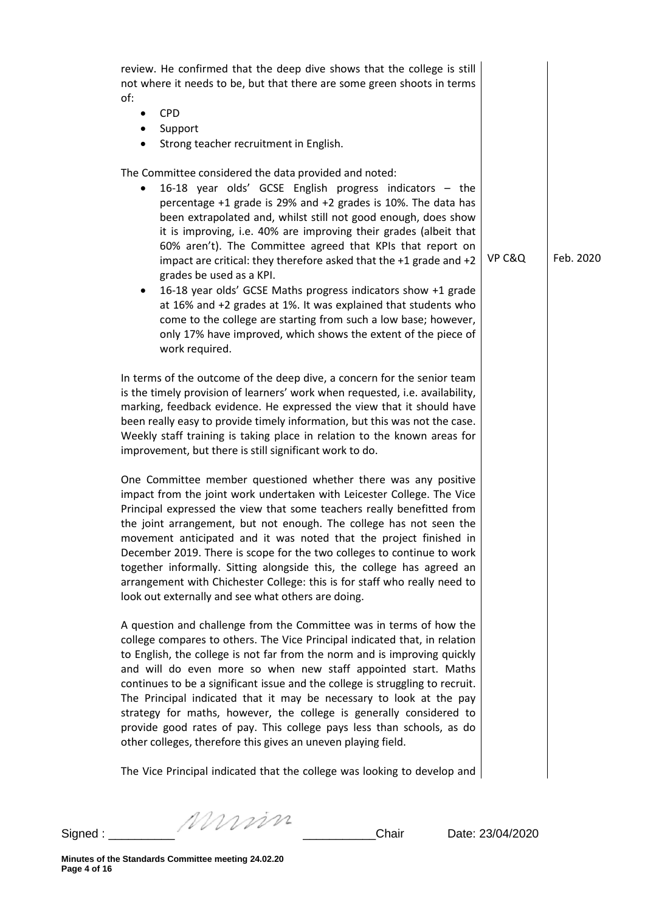review. He confirmed that the deep dive shows that the college is still not where it needs to be, but that there are some green shoots in terms of:

- CPD
- Support
- Strong teacher recruitment in English.

The Committee considered the data provided and noted:

- 16-18 year olds' GCSE English progress indicators – the percentage +1 grade is 29% and +2 grades is 10%. The data has been extrapolated and, whilst still not good enough, does show it is improving, i.e. 40% are improving their grades (albeit that 60% aren't). The Committee agreed that KPIs that report on impact are critical: they therefore asked that the +1 grade and +2 grades be used as a KPI. **VP C&Q | Feb. 2020**
- 16-18 year olds' GCSE Maths progress indicators show +1 grade at 16% and +2 grades at 1%. It was explained that students who come to the college are starting from such a low base; however, only 17% have improved, which shows the extent of the piece of work required.

In terms of the outcome of the deep dive, a concern for the senior team is the timely provision of learners' work when requested, i.e. availability, marking, feedback evidence. He expressed the view that it should have been really easy to provide timely information, but this was not the case. Weekly staff training is taking place in relation to the known areas for improvement, but there is still significant work to do.

One Committee member questioned whether there was any positive impact from the joint work undertaken with Leicester College. The Vice Principal expressed the view that some teachers really benefitted from the joint arrangement, but not enough. The college has not seen the movement anticipated and it was noted that the project finished in December 2019. There is scope for the two colleges to continue to work together informally. Sitting alongside this, the college has agreed an arrangement with Chichester College: this is for staff who really need to look out externally and see what others are doing.

A question and challenge from the Committee was in terms of how the college compares to others. The Vice Principal indicated that, in relation to English, the college is not far from the norm and is improving quickly and will do even more so when new staff appointed start. Maths continues to be a significant issue and the college is struggling to recruit. The Principal indicated that it may be necessary to look at the pay strategy for maths, however, the college is generally considered to provide good rates of pay. This college pays less than schools, as do other colleges, therefore this gives an uneven playing field.

The Vice Principal indicated that the college was looking to develop and

Signed : ___________ ___________Chair Date: 23/04/2020

Minutes of the Standards Committee meeting 24.02.20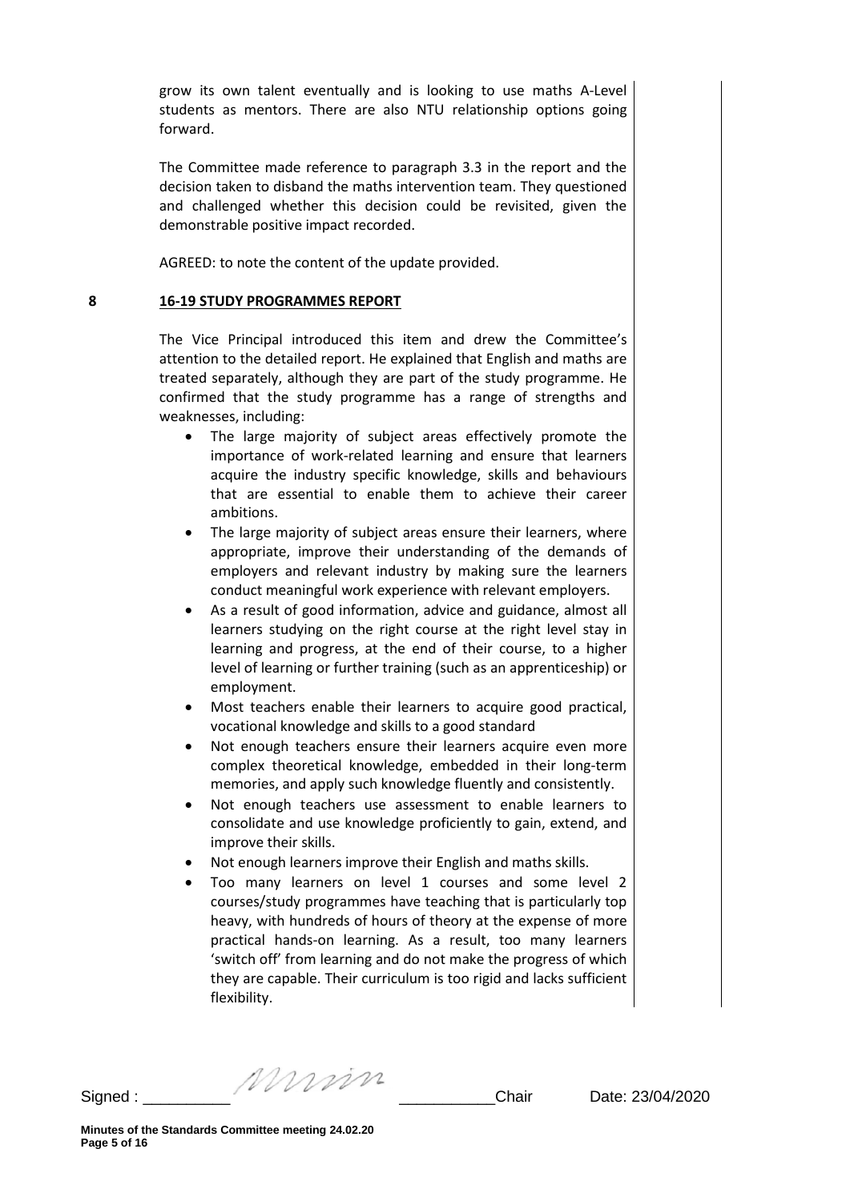grow its own talent eventually and is looking to use maths A-Level students as mentors. There are also NTU relationship options going forward.

The Committee made reference to paragraph 3.3 in the report and the decision taken to disband the maths intervention team. They questioned and challenged whether this decision could be revisited, given the demonstrable positive impact recorded.

AGREED: to note the content of the update provided.

## 8 16-19 STUDY PROGRAMMES REPORT

The Vice Principal introduced this item and drew the Committee's attention to the detailed report. He explained that English and maths are treated separately, although they are part of the study programme. He confirmed that the study programme has a range of strengths and weaknesses, including:

- The large majority of subject areas effectively promote the importance of work-related learning and ensure that learners acquire the industry specific knowledge, skills and behaviours that are essential to enable them to achieve their career ambitions.
- The large majority of subject areas ensure their learners, where appropriate, improve their understanding of the demands of employers and relevant industry by making sure the learners conduct meaningful work experience with relevant employers.
- As a result of good information, advice and guidance, almost all learners studying on the right course at the right level stay in learning and progress, at the end of their course, to a higher level of learning or further training (such as an apprenticeship) or employment.
- Most teachers enable their learners to acquire good practical, vocational knowledge and skills to a good standard
- Not enough teachers ensure their learners acquire even more complex theoretical knowledge, embedded in their long-term memories, and apply such knowledge fluently and consistently.
- Not enough teachers use assessment to enable learners to consolidate and use knowledge proficiently to gain, extend, and improve their skills.
- Not enough learners improve their English and maths skills.
- Too many learners on level 1 courses and some level 2 courses/study programmes have teaching that is particularly top heavy, with hundreds of hours of theory at the expense of more practical hands-on learning. As a result, too many learners 'switch off' from learning and do not make the progress of which they are capable. Their curriculum is too rigid and lacks sufficient flexibility.

Signed : __________ __________Chair Date: 23/04/2020

**Minutes of the Standards Committee meeting 24.02.20**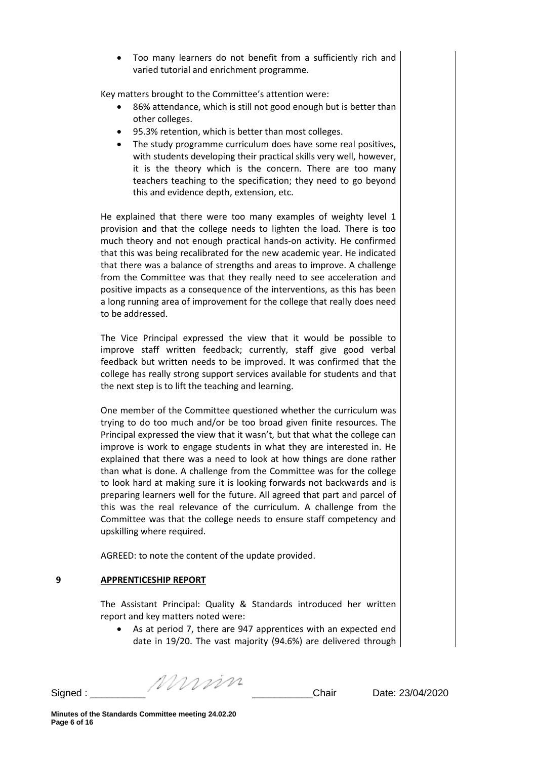- Too many learners do not benefit from a sufficiently rich and varied tutorial and enrichment programme.

Key matters brought to the Committee's attention were:

- 86% attendance, which is still not good enough but is better than other colleges.
- 95.3% retention, which is better than most colleges.
- The study programme curriculum does have some real positives, with students developing their practical skills very well, however, it is the theory which is the concern. There are too many teachers teaching to the specification; they need to go beyond this and evidence depth, extension, etc.

He explained that there were too many examples of weighty level 1 provision and that the college needs to lighten the load. There is too much theory and not enough practical hands-on activity. He confirmed that this was being recalibrated for the new academic year. He indicated that there was a balance of strengths and areas to improve. A challenge from the Committee was that they really need to see acceleration and positive impacts as a consequence of the interventions, as this has been a long running area of improvement for the college that really does need to be addressed.

The Vice Principal expressed the view that it would be possible to improve staff written feedback; currently, staff give good verbal feedback but written needs to be improved. It was confirmed that the college has really strong support services available for students and that the next step is to lift the teaching and learning.

One member of the Committee questioned whether the curriculum was trying to do too much and/or be too broad given finite resources. The Principal expressed the view that it wasn't, but that what the college can improve is work to engage students in what they are interested in. He explained that there was a need to look at how things are done rather than what is done. A challenge from the Committee was for the college to look hard at making sure it is looking forwards not backwards and is preparing learners well for the future. All agreed that part and parcel of this was the real relevance of the curriculum. A challenge from the Committee was that the college needs to ensure staff competency and upskilling where required.

AGREED: to note the content of the update provided.

## 9 APPRENTICESHIP REPORT

The Assistant Principal: Quality & Standards introduced her written report and key matters noted were:

- As at period 7, there are 947 apprentices with an expected end date in 19/20. The vast majority (94.6%) are delivered through

Signed : __________ *[signature]* __________ Chair Date: 23/04/2020

Minutes of the Standards Committee meeting 24.02.20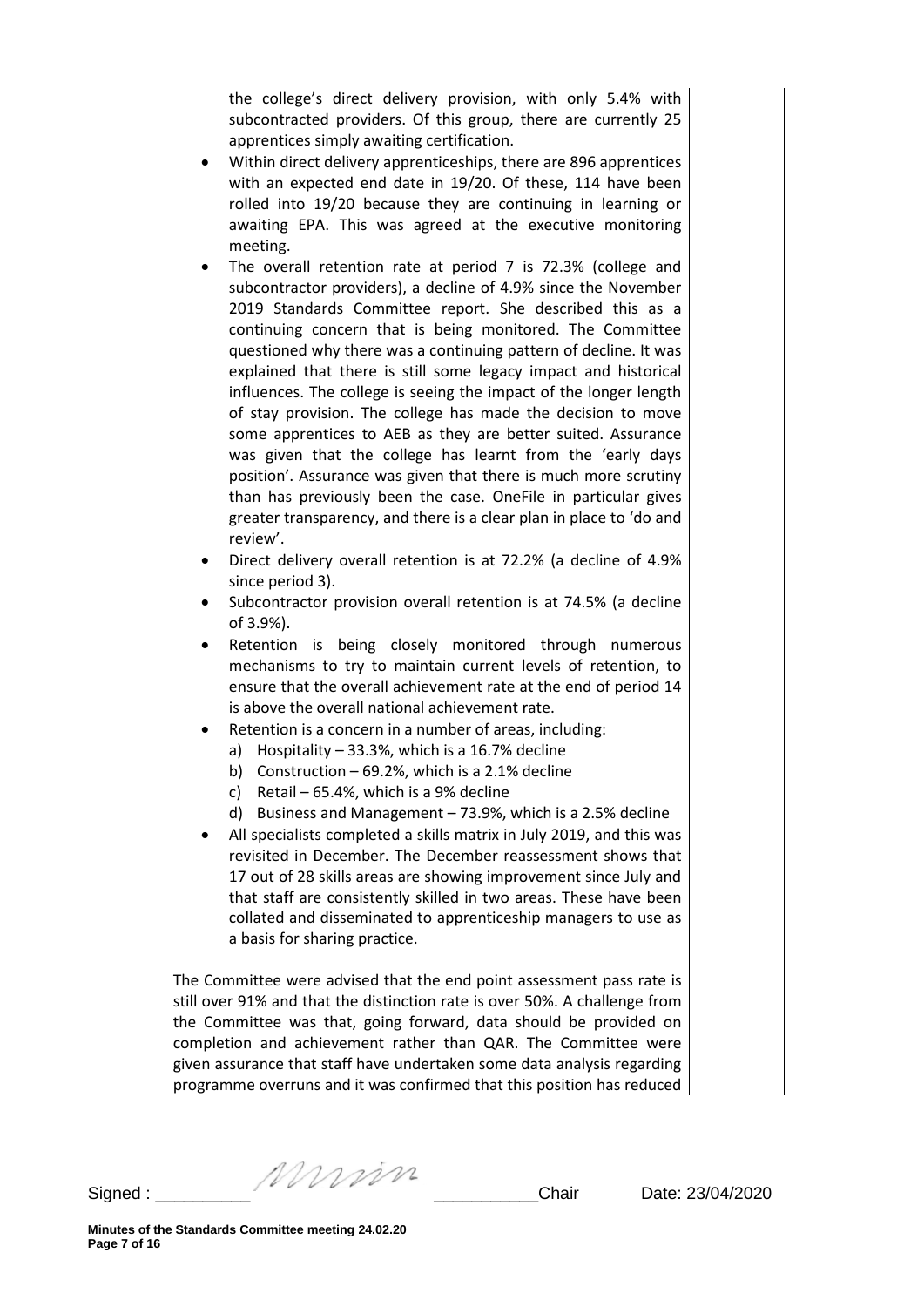the college's direct delivery provision, with only 5.4% with subcontracted providers. Of this group, there are currently 25 apprentices simply awaiting certification.

- Within direct delivery apprenticeships, there are 896 apprentices with an expected end date in 19/20. Of these, 114 have been rolled into 19/20 because they are continuing in learning or awaiting EPA. This was agreed at the executive monitoring meeting.
- The overall retention rate at period 7 is 72.3% (college and subcontractor providers), a decline of 4.9% since the November 2019 Standards Committee report. She described this as a continuing concern that is being monitored. The Committee questioned why there was a continuing pattern of decline. It was explained that there is still some legacy impact and historical influences. The college is seeing the impact of the longer length of stay provision. The college has made the decision to move some apprentices to AEB as they are better suited. Assurance was given that the college has learnt from the 'early days position'. Assurance was given that there is much more scrutiny than has previously been the case. OneFile in particular gives greater transparency, and there is a clear plan in place to 'do and review'.
- Direct delivery overall retention is at 72.2% (a decline of 4.9% since period 3).
- Subcontractor provision overall retention is at 74.5% (a decline of 3.9%).
- Retention is being closely monitored through numerous mechanisms to try to maintain current levels of retention, to ensure that the overall achievement rate at the end of period 14 is above the overall national achievement rate.
- Retention is a concern in a number of areas, including:
  a) Hospitality – 33.3%, which is a 16.7% decline
  b) Construction – 69.2%, which is a 2.1% decline
  c) Retail – 65.4%, which is a 9% decline
  d) Business and Management – 73.9%, which is a 2.5% decline
- All specialists completed a skills matrix in July 2019, and this was revisited in December. The December reassessment shows that 17 out of 28 skills areas are showing improvement since July and that staff are consistently skilled in two areas. These have been collated and disseminated to apprenticeship managers to use as a basis for sharing practice.

The Committee were advised that the end point assessment pass rate is still over 91% and that the distinction rate is over 50%. A challenge from the Committee was that, going forward, data should be provided on completion and achievement rather than QAR. The Committee were given assurance that staff have undertaken some data analysis regarding programme overruns and it was confirmed that this position has reduced

Signed : __________ __________Chair Date: 23/04/2020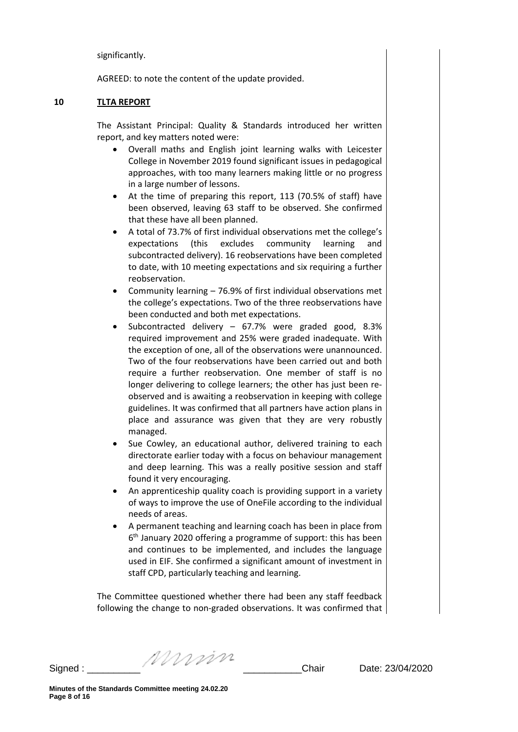significantly.

AGREED: to note the content of the update provided.

## 10 TLTA REPORT

The Assistant Principal: Quality & Standards introduced her written report, and key matters noted were:

- Overall maths and English joint learning walks with Leicester College in November 2019 found significant issues in pedagogical approaches, with too many learners making little or no progress in a large number of lessons.
- At the time of preparing this report, 113 (70.5% of staff) have been observed, leaving 63 staff to be observed. She confirmed that these have all been planned.
- A total of 73.7% of first individual observations met the college's expectations (this excludes community learning and subcontracted delivery). 16 reobservations have been completed to date, with 10 meeting expectations and six requiring a further reobservation.
- Community learning – 76.9% of first individual observations met the college's expectations. Two of the three reobservations have been conducted and both met expectations.
- Subcontracted delivery – 67.7% were graded good, 8.3% required improvement and 25% were graded inadequate. With the exception of one, all of the observations were unannounced. Two of the four reobservations have been carried out and both require a further reobservation. One member of staff is no longer delivering to college learners; the other has just been re-observed and is awaiting a reobservation in keeping with college guidelines. It was confirmed that all partners have action plans in place and assurance was given that they are very robustly managed.
- Sue Cowley, an educational author, delivered training to each directorate earlier today with a focus on behaviour management and deep learning. This was a really positive session and staff found it very encouraging.
- An apprenticeship quality coach is providing support in a variety of ways to improve the use of OneFile according to the individual needs of areas.
- A permanent teaching and learning coach has been in place from 6th January 2020 offering a programme of support: this has been and continues to be implemented, and includes the language used in EIF. She confirmed a significant amount of investment in staff CPD, particularly teaching and learning.

The Committee questioned whether there had been any staff feedback following the change to non-graded observations. It was confirmed that

Signed : __________ __________Chair Date: 23/04/2020

Minutes of the Standards Committee meeting 24.02.20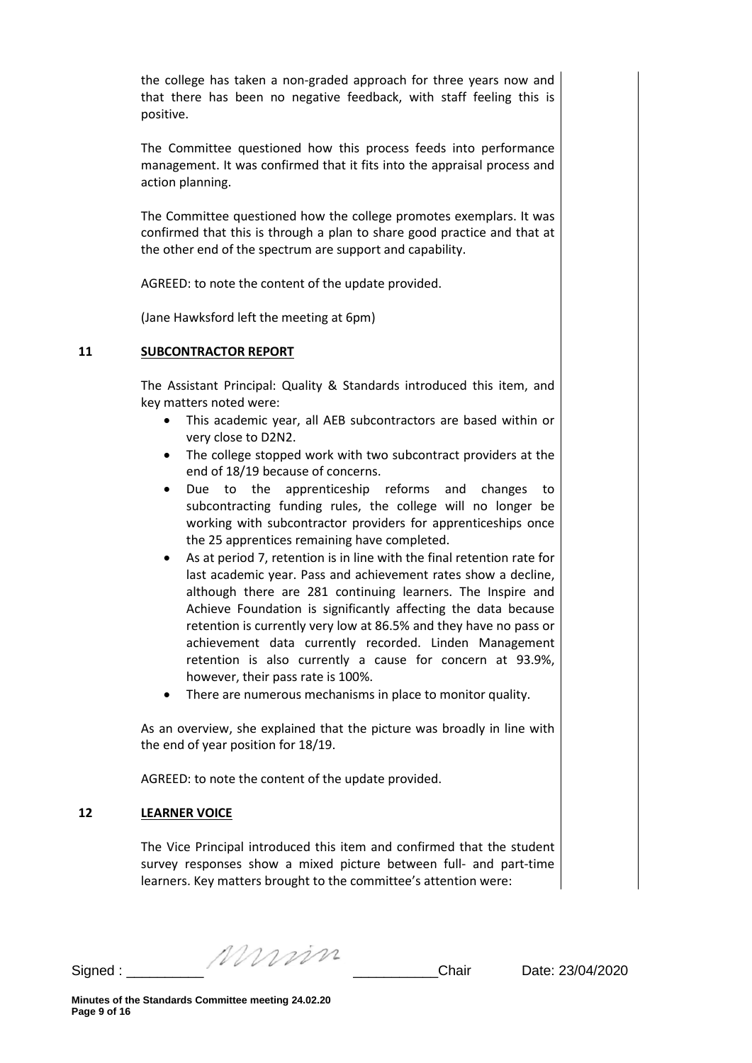the college has taken a non-graded approach for three years now and that there has been no negative feedback, with staff feeling this is positive.

The Committee questioned how this process feeds into performance management. It was confirmed that it fits into the appraisal process and action planning.

The Committee questioned how the college promotes exemplars. It was confirmed that this is through a plan to share good practice and that at the other end of the spectrum are support and capability.

AGREED: to note the content of the update provided.

(Jane Hawksford left the meeting at 6pm)

**11 SUBCONTRACTOR REPORT**

The Assistant Principal: Quality & Standards introduced this item, and key matters noted were:

- This academic year, all AEB subcontractors are based within or very close to D2N2.
- The college stopped work with two subcontract providers at the end of 18/19 because of concerns.
- Due to the apprenticeship reforms and changes to subcontracting funding rules, the college will no longer be working with subcontractor providers for apprenticeships once the 25 apprentices remaining have completed.
- As at period 7, retention is in line with the final retention rate for last academic year. Pass and achievement rates show a decline, although there are 281 continuing learners. The Inspire and Achieve Foundation is significantly affecting the data because retention is currently very low at 86.5% and they have no pass or achievement data currently recorded. Linden Management retention is also currently a cause for concern at 93.9%, however, their pass rate is 100%.
- There are numerous mechanisms in place to monitor quality.

As an overview, she explained that the picture was broadly in line with the end of year position for 18/19.

AGREED: to note the content of the update provided.

**12 LEARNER VOICE**

The Vice Principal introduced this item and confirmed that the student survey responses show a mixed picture between full- and part-time learners. Key matters brought to the committee's attention were:

Signed : __________ __________ Chair Date: 23/04/2020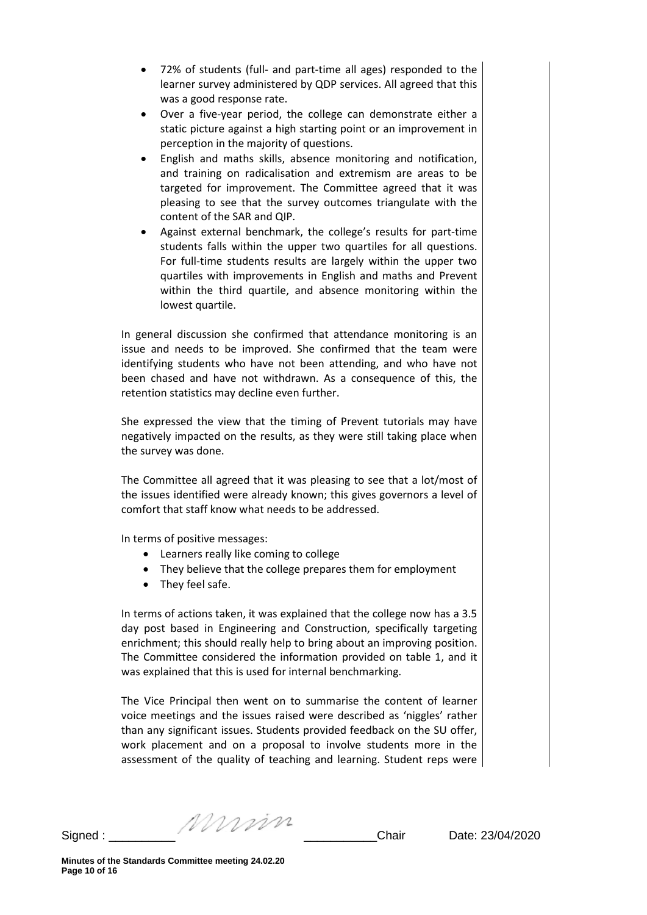- 72% of students (full- and part-time all ages) responded to the learner survey administered by QDP services. All agreed that this was a good response rate.
- Over a five-year period, the college can demonstrate either a static picture against a high starting point or an improvement in perception in the majority of questions.
- English and maths skills, absence monitoring and notification, and training on radicalisation and extremism are areas to be targeted for improvement. The Committee agreed that it was pleasing to see that the survey outcomes triangulate with the content of the SAR and QIP.
- Against external benchmark, the college's results for part-time students falls within the upper two quartiles for all questions. For full-time students results are largely within the upper two quartiles with improvements in English and maths and Prevent within the third quartile, and absence monitoring within the lowest quartile.

In general discussion she confirmed that attendance monitoring is an issue and needs to be improved. She confirmed that the team were identifying students who have not been attending, and who have not been chased and have not withdrawn. As a consequence of this, the retention statistics may decline even further.

She expressed the view that the timing of Prevent tutorials may have negatively impacted on the results, as they were still taking place when the survey was done.

The Committee all agreed that it was pleasing to see that a lot/most of the issues identified were already known; this gives governors a level of comfort that staff know what needs to be addressed.

In terms of positive messages:

- Learners really like coming to college
- They believe that the college prepares them for employment
- They feel safe.

In terms of actions taken, it was explained that the college now has a 3.5 day post based in Engineering and Construction, specifically targeting enrichment; this should really help to bring about an improving position. The Committee considered the information provided on table 1, and it was explained that this is used for internal benchmarking.

The Vice Principal then went on to summarise the content of learner voice meetings and the issues raised were described as 'niggles' rather than any significant issues. Students provided feedback on the SU offer, work placement and on a proposal to involve students more in the assessment of the quality of teaching and learning. Student reps were

Signed : __________ __________Chair Date: 23/04/2020

Minutes of the Standards Committee meeting 24.02.20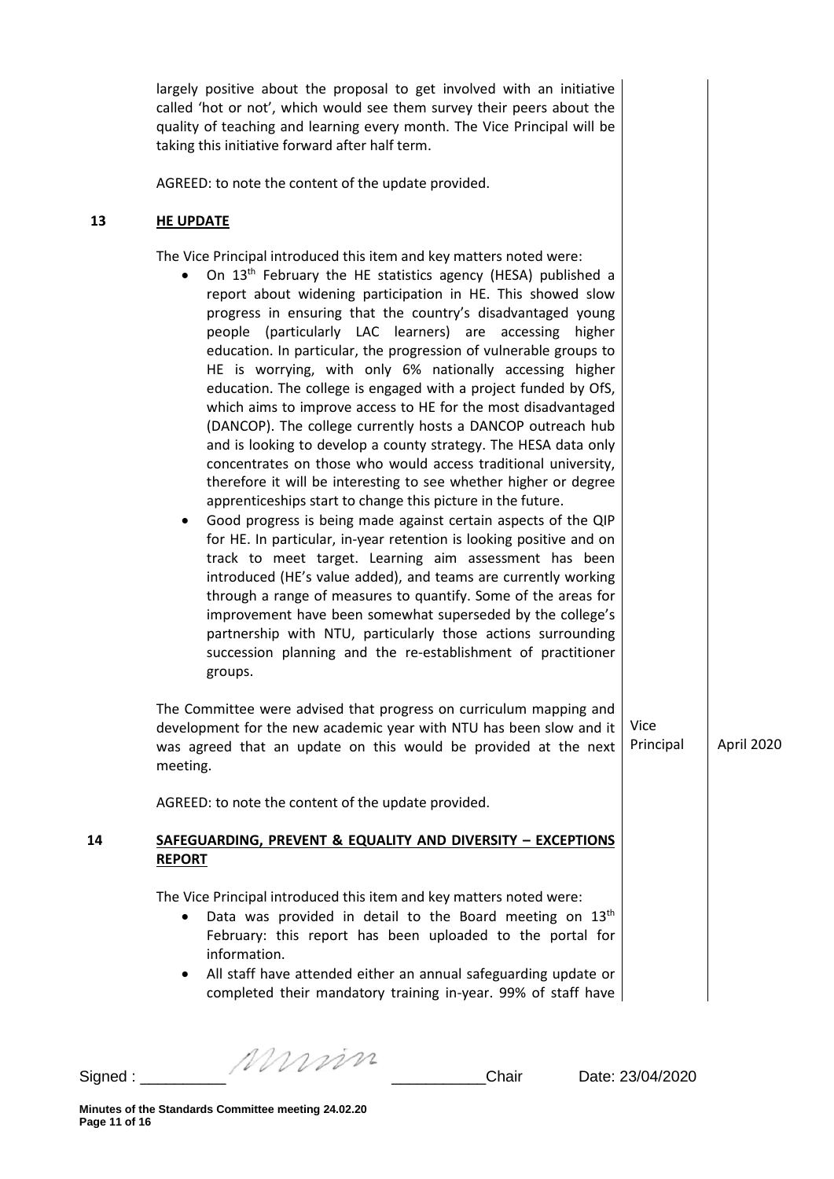largely positive about the proposal to get involved with an initiative called 'hot or not', which would see them survey their peers about the quality of teaching and learning every month. The Vice Principal will be taking this initiative forward after half term.

AGREED: to note the content of the update provided.

## 13 HE UPDATE

The Vice Principal introduced this item and key matters noted were:

- On 13th February the HE statistics agency (HESA) published a report about widening participation in HE. This showed slow progress in ensuring that the country's disadvantaged young people (particularly LAC learners) are accessing higher education. In particular, the progression of vulnerable groups to HE is worrying, with only 6% nationally accessing higher education. The college is engaged with a project funded by OfS, which aims to improve access to HE for the most disadvantaged (DANCOP). The college currently hosts a DANCOP outreach hub and is looking to develop a county strategy. The HESA data only concentrates on those who would access traditional university, therefore it will be interesting to see whether higher or degree apprenticeships start to change this picture in the future.
- Good progress is being made against certain aspects of the QIP for HE. In particular, in-year retention is looking positive and on track to meet target. Learning aim assessment has been introduced (HE's value added), and teams are currently working through a range of measures to quantify. Some of the areas for improvement have been somewhat superseded by the college's partnership with NTU, particularly those actions surrounding succession planning and the re-establishment of practitioner groups.

| | Action | Date |
|---|---|---|
| The Committee were advised that progress on curriculum mapping and development for the new academic year with NTU has been slow and it was agreed that an update on this would be provided at the next meeting. | Vice Principal | April 2020 |

AGREED: to note the content of the update provided.

## 14 SAFEGUARDING, PREVENT & EQUALITY AND DIVERSITY – EXCEPTIONS REPORT

The Vice Principal introduced this item and key matters noted were:

- Data was provided in detail to the Board meeting on 13th February: this report has been uploaded to the portal for information.
- All staff have attended either an annual safeguarding update or completed their mandatory training in-year. 99% of staff have

Signed : \_\_\_\_\_\_\_\_\_\_ Chair Date: 23/04/2020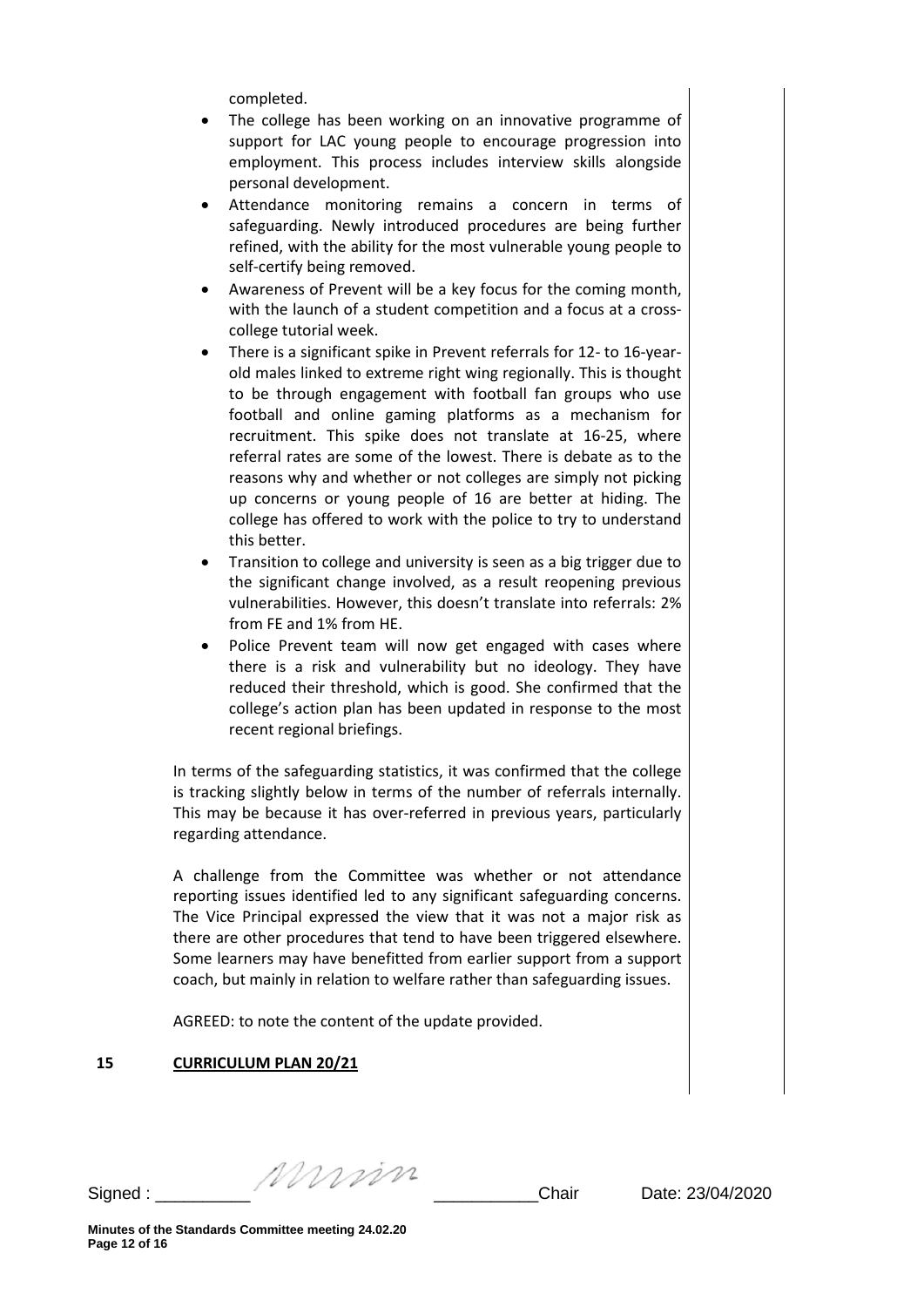completed.

- The college has been working on an innovative programme of support for LAC young people to encourage progression into employment. This process includes interview skills alongside personal development.
- Attendance monitoring remains a concern in terms of safeguarding. Newly introduced procedures are being further refined, with the ability for the most vulnerable young people to self-certify being removed.
- Awareness of Prevent will be a key focus for the coming month, with the launch of a student competition and a focus at a cross-college tutorial week.
- There is a significant spike in Prevent referrals for 12- to 16-year-old males linked to extreme right wing regionally. This is thought to be through engagement with football fan groups who use football and online gaming platforms as a mechanism for recruitment. This spike does not translate at 16-25, where referral rates are some of the lowest. There is debate as to the reasons why and whether or not colleges are simply not picking up concerns or young people of 16 are better at hiding. The college has offered to work with the police to try to understand this better.
- Transition to college and university is seen as a big trigger due to the significant change involved, as a result reopening previous vulnerabilities. However, this doesn't translate into referrals: 2% from FE and 1% from HE.
- Police Prevent team will now get engaged with cases where there is a risk and vulnerability but no ideology. They have reduced their threshold, which is good. She confirmed that the college's action plan has been updated in response to the most recent regional briefings.

In terms of the safeguarding statistics, it was confirmed that the college is tracking slightly below in terms of the number of referrals internally. This may be because it has over-referred in previous years, particularly regarding attendance.

A challenge from the Committee was whether or not attendance reporting issues identified led to any significant safeguarding concerns. The Vice Principal expressed the view that it was not a major risk as there are other procedures that tend to have been triggered elsewhere. Some learners may have benefitted from earlier support from a support coach, but mainly in relation to welfare rather than safeguarding issues.

AGREED: to note the content of the update provided.

## 15 CURRICULUM PLAN 20/21

Signed : \_\_\_\_\_\_\_\_\_\_ \_\_\_\_\_\_\_\_\_\_\_Chair Date: 23/04/2020

**Minutes of the Standards Committee meeting 24.02.20**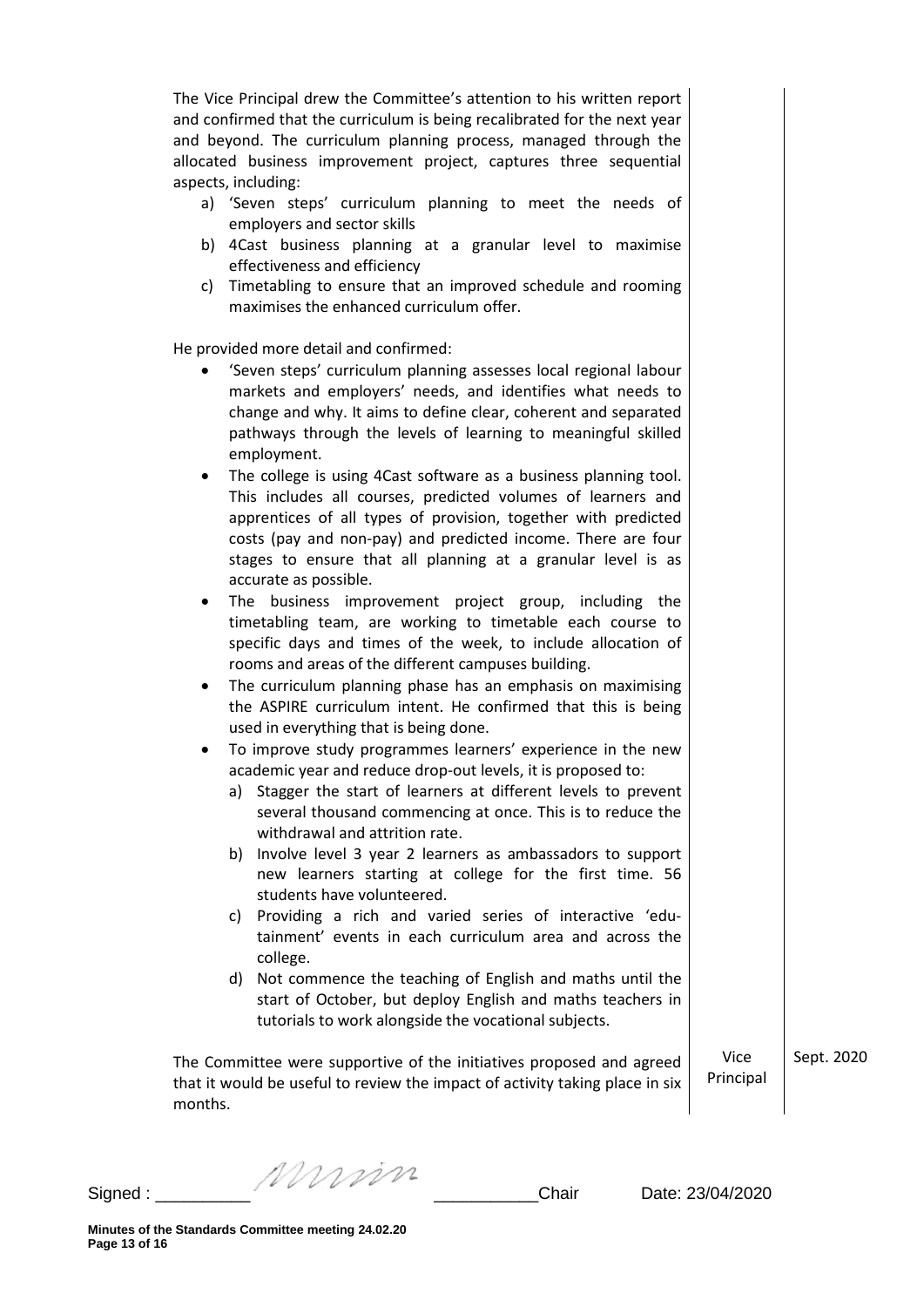The Vice Principal drew the Committee's attention to his written report and confirmed that the curriculum is being recalibrated for the next year and beyond. The curriculum planning process, managed through the allocated business improvement project, captures three sequential aspects, including:

a) 'Seven steps' curriculum planning to meet the needs of employers and sector skills
b) 4Cast business planning at a granular level to maximise effectiveness and efficiency
c) Timetabling to ensure that an improved schedule and rooming maximises the enhanced curriculum offer.

He provided more detail and confirmed:

- 'Seven steps' curriculum planning assesses local regional labour markets and employers' needs, and identifies what needs to change and why. It aims to define clear, coherent and separated pathways through the levels of learning to meaningful skilled employment.
- The college is using 4Cast software as a business planning tool. This includes all courses, predicted volumes of learners and apprentices of all types of provision, together with predicted costs (pay and non-pay) and predicted income. There are four stages to ensure that all planning at a granular level is as accurate as possible.
- The business improvement project group, including the timetabling team, are working to timetable each course to specific days and times of the week, to include allocation of rooms and areas of the different campuses building.
- The curriculum planning phase has an emphasis on maximising the ASPIRE curriculum intent. He confirmed that this is being used in everything that is being done.
- To improve study programmes learners' experience in the new academic year and reduce drop-out levels, it is proposed to:
  a) Stagger the start of learners at different levels to prevent several thousand commencing at once. This is to reduce the withdrawal and attrition rate.
  b) Involve level 3 year 2 learners as ambassadors to support new learners starting at college for the first time. 56 students have volunteered.
  c) Providing a rich and varied series of interactive 'edu-tainment' events in each curriculum area and across the college.
  d) Not commence the teaching of English and maths until the start of October, but deploy English and maths teachers in tutorials to work alongside the vocational subjects.

| | | |
|---|---|---|
| The Committee were supportive of the initiatives proposed and agreed that it would be useful to review the impact of activity taking place in six months. | Vice Principal | Sept. 2020 |

Signed : __________ __________Chair Date: 23/04/2020

Minutes of the Standards Committee meeting 24.02.20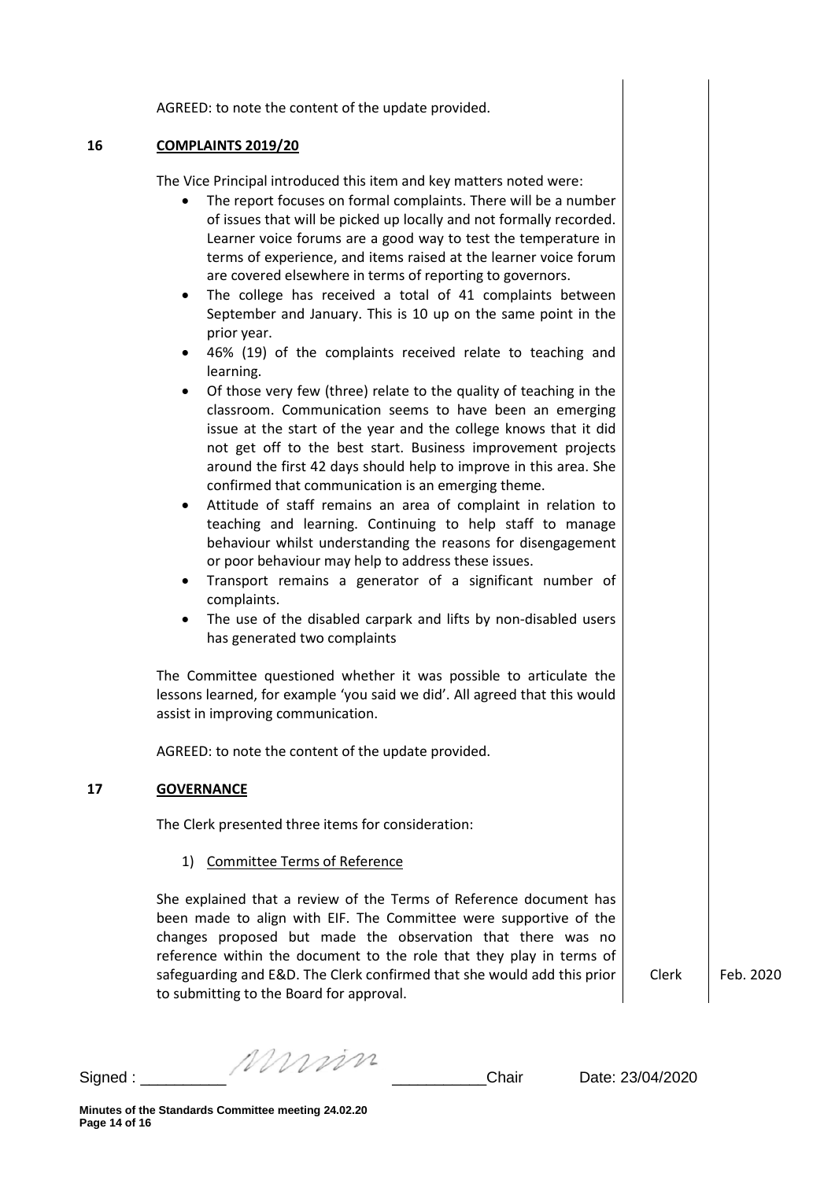AGREED: to note the content of the update provided.

## 16 COMPLAINTS 2019/20

The Vice Principal introduced this item and key matters noted were:

- The report focuses on formal complaints. There will be a number of issues that will be picked up locally and not formally recorded. Learner voice forums are a good way to test the temperature in terms of experience, and items raised at the learner voice forum are covered elsewhere in terms of reporting to governors.
- The college has received a total of 41 complaints between September and January. This is 10 up on the same point in the prior year.
- 46% (19) of the complaints received relate to teaching and learning.
- Of those very few (three) relate to the quality of teaching in the classroom. Communication seems to have been an emerging issue at the start of the year and the college knows that it did not get off to the best start. Business improvement projects around the first 42 days should help to improve in this area. She confirmed that communication is an emerging theme.
- Attitude of staff remains an area of complaint in relation to teaching and learning. Continuing to help staff to manage behaviour whilst understanding the reasons for disengagement or poor behaviour may help to address these issues.
- Transport remains a generator of a significant number of complaints.
- The use of the disabled carpark and lifts by non-disabled users has generated two complaints

The Committee questioned whether it was possible to articulate the lessons learned, for example 'you said we did'. All agreed that this would assist in improving communication.

AGREED: to note the content of the update provided.

## 17 GOVERNANCE

The Clerk presented three items for consideration:

1) Committee Terms of Reference

She explained that a review of the Terms of Reference document has been made to align with EIF. The Committee were supportive of the changes proposed but made the observation that there was no reference within the document to the role that they play in terms of safeguarding and E&D. The Clerk confirmed that she would add this prior to submitting to the Board for approval. | Clerk | Feb. 2020

Signed : Chair Date: 23/04/2020

Minutes of the Standards Committee meeting 24.02.20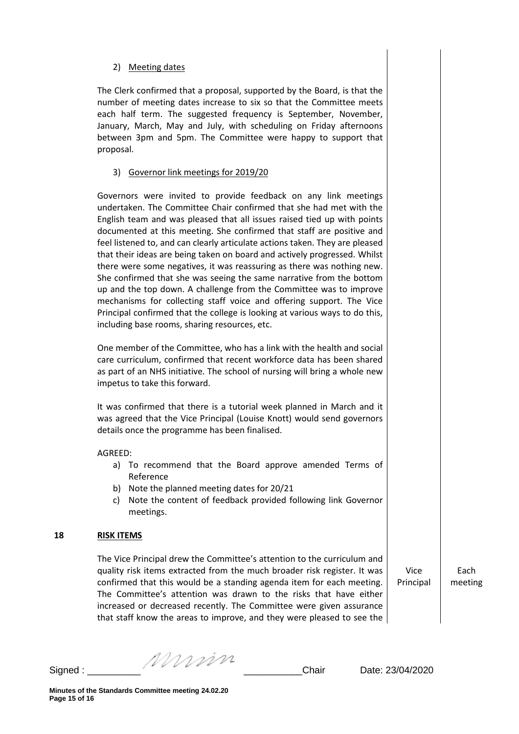2) Meeting dates

The Clerk confirmed that a proposal, supported by the Board, is that the number of meeting dates increase to six so that the Committee meets each half term. The suggested frequency is September, November, January, March, May and July, with scheduling on Friday afternoons between 3pm and 5pm. The Committee were happy to support that proposal.

3) Governor link meetings for 2019/20

Governors were invited to provide feedback on any link meetings undertaken. The Committee Chair confirmed that she had met with the English team and was pleased that all issues raised tied up with points documented at this meeting. She confirmed that staff are positive and feel listened to, and can clearly articulate actions taken. They are pleased that their ideas are being taken on board and actively progressed. Whilst there were some negatives, it was reassuring as there was nothing new. She confirmed that she was seeing the same narrative from the bottom up and the top down. A challenge from the Committee was to improve mechanisms for collecting staff voice and offering support. The Vice Principal confirmed that the college is looking at various ways to do this, including base rooms, sharing resources, etc.

One member of the Committee, who has a link with the health and social care curriculum, confirmed that recent workforce data has been shared as part of an NHS initiative. The school of nursing will bring a whole new impetus to take this forward.

It was confirmed that there is a tutorial week planned in March and it was agreed that the Vice Principal (Louise Knott) would send governors details once the programme has been finalised.

AGREED:

a) To recommend that the Board approve amended Terms of Reference
b) Note the planned meeting dates for 20/21
c) Note the content of feedback provided following link Governor meetings.

## 18 RISK ITEMS

The Vice Principal drew the Committee's attention to the curriculum and quality risk items extracted from the much broader risk register. It was confirmed that this would be a standing agenda item for each meeting. The Committee's attention was drawn to the risks that have either increased or decreased recently. The Committee were given assurance that staff know the areas to improve, and they were pleased to see the

| Action | Deadline |
|---|---|
| Vice Principal | Each meeting |

Signed : __________ _____________Chair Date: 23/04/2020

Minutes of the Standards Committee meeting 24.02.20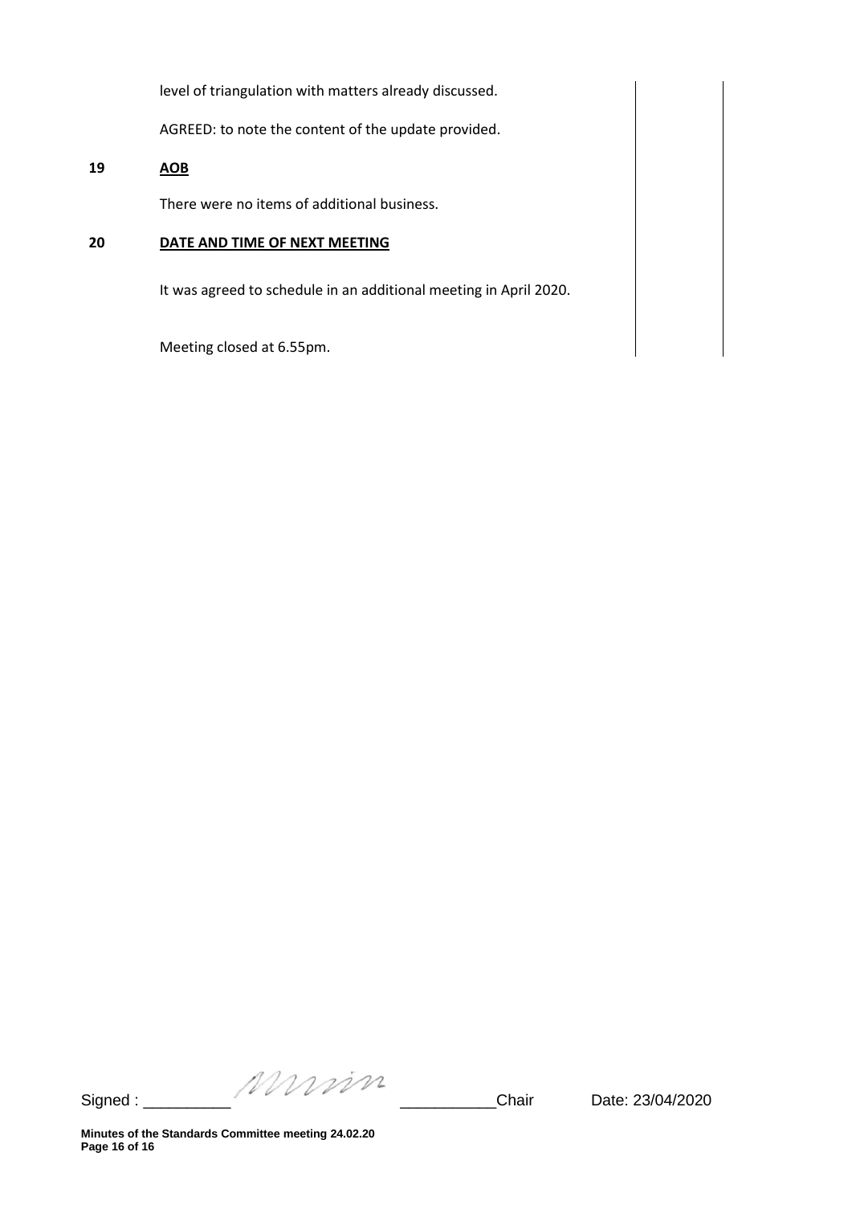level of triangulation with matters already discussed.

AGREED: to note the content of the update provided.

**19 AOB**

There were no items of additional business.

**20 DATE AND TIME OF NEXT MEETING**

It was agreed to schedule in an additional meeting in April 2020.

Meeting closed at 6.55pm.

Signed : ______________________ Chair Date: 23/04/2020

**Minutes of the Standards Committee meeting 24.02.20**